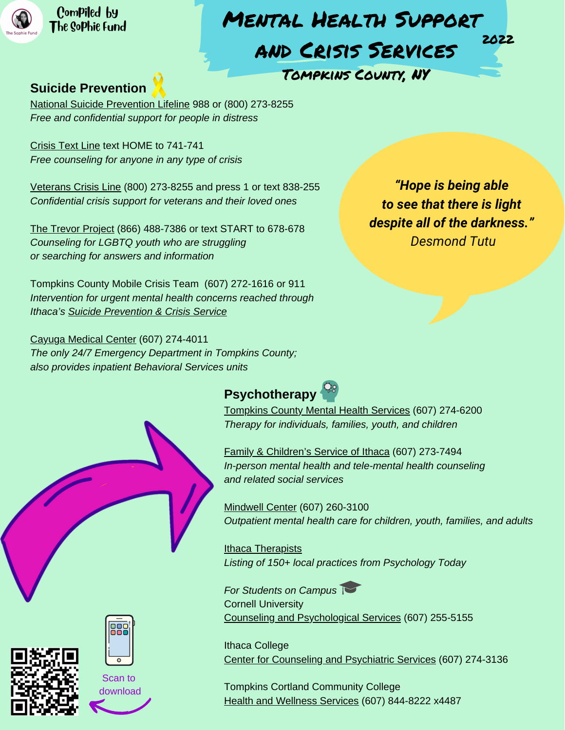Compiled by The Sophie Fund

# Mental Health Support and Crisis Services 2022

### Tompkins County, NY

## Suicide Prevention

National Suicide Prevention Lifeline 988 or (800) 273-8255
*Free and confidential support for people in distress*

Crisis Text Line text HOME to 741-741
*Free counseling for anyone in any type of crisis*

Veterans Crisis Line (800) 273-8255 and press 1 or text 838-255
*Confidential crisis support for veterans and their loved ones*

The Trevor Project (866) 488-7386 or text START to 678-678
*Counseling for LGBTQ youth who are struggling or searching for answers and information*

Tompkins County Mobile Crisis Team (607) 272-1616 or 911
*Intervention for urgent mental health concerns reached through Ithaca's Suicide Prevention & Crisis Service*

Cayuga Medical Center (607) 274-4011
*The only 24/7 Emergency Department in Tompkins County; also provides inpatient Behavioral Services units*

***"Hope is being able to see that there is light despite all of the darkness."***
*Desmond Tutu*

## Psychotherapy

Tompkins County Mental Health Services (607) 274-6200
*Therapy for individuals, families, youth, and children*

Family & Children's Service of Ithaca (607) 273-7494
*In-person mental health and tele-mental health counseling and related social services*

Mindwell Center (607) 260-3100
*Outpatient mental health care for children, youth, families, and adults*

Ithaca Therapists
*Listing of 150+ local practices from Psychology Today*

*For Students on Campus*

Cornell University
Counseling and Psychological Services (607) 255-5155

Ithaca College
Center for Counseling and Psychiatric Services (607) 274-3136

Tompkins Cortland Community College
Health and Wellness Services (607) 844-8222 x4487

Scan to download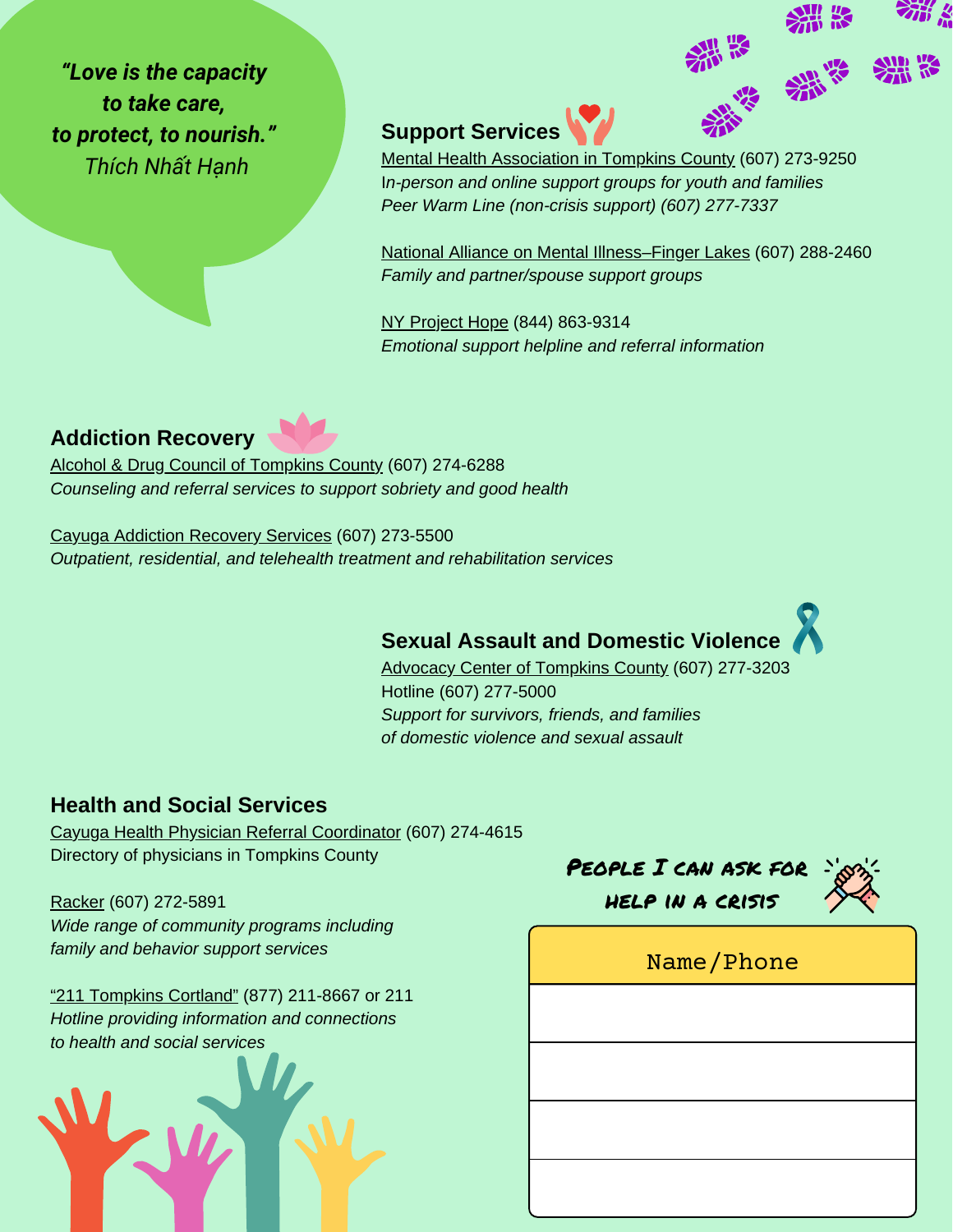***"Love is the capacity to take care, to protect, to nourish."***
*Thích Nhất Hạnh*

## Support Services

Mental Health Association in Tompkins County (607) 273-9250
*In-person and online support groups for youth and families*
*Peer Warm Line (non-crisis support) (607) 277-7337*

National Alliance on Mental Illness–Finger Lakes (607) 288-2460
*Family and partner/spouse support groups*

NY Project Hope (844) 863-9314
*Emotional support helpline and referral information*

## Addiction Recovery

Alcohol & Drug Council of Tompkins County (607) 274-6288
*Counseling and referral services to support sobriety and good health*

Cayuga Addiction Recovery Services (607) 273-5500
*Outpatient, residential, and telehealth treatment and rehabilitation services*

## Sexual Assault and Domestic Violence

Advocacy Center of Tompkins County (607) 277-3203
Hotline (607) 277-5000
*Support for survivors, friends, and families of domestic violence and sexual assault*

## Health and Social Services

Cayuga Health Physician Referral Coordinator (607) 274-4615
Directory of physicians in Tompkins County

Racker (607) 272-5891
*Wide range of community programs including family and behavior support services*

"211 Tompkins Cortland" (877) 211-8667 or 211
*Hotline providing information and connections to health and social services*

## People I can ask for help in a crisis

| Name/Phone |
| --- |
| |
| |
| |
| |